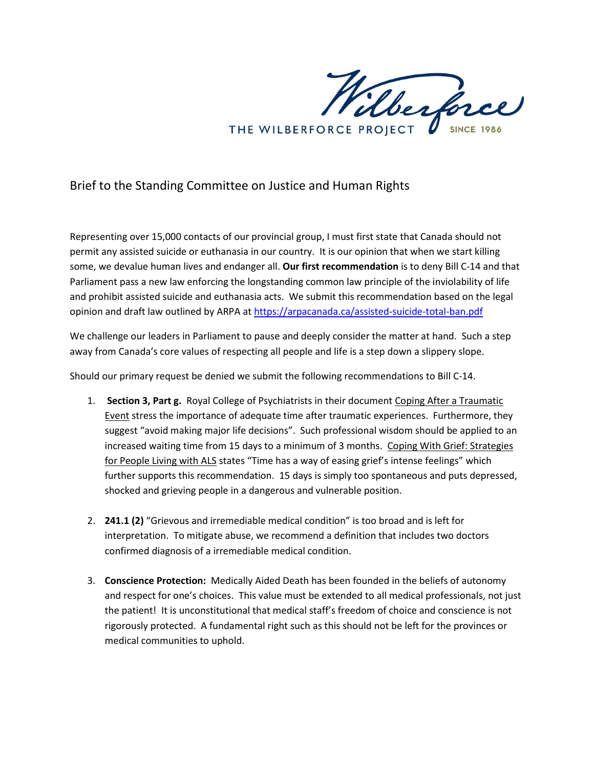THE WILBERFORCE PROJECT SINCE 1986

## Brief to the Standing Committee on Justice and Human Rights

Representing over 15,000 contacts of our provincial group, I must first state that Canada should not permit any assisted suicide or euthanasia in our country. It is our opinion that when we start killing some, we devalue human lives and endanger all. **Our first recommendation** is to deny Bill C-14 and that Parliament pass a new law enforcing the longstanding common law principle of the inviolability of life and prohibit assisted suicide and euthanasia acts. We submit this recommendation based on the legal opinion and draft law outlined by ARPA at https://arpacanada.ca/assisted-suicide-total-ban.pdf

We challenge our leaders in Parliament to pause and deeply consider the matter at hand. Such a step away from Canada's core values of respecting all people and life is a step down a slippery slope.

Should our primary request be denied we submit the following recommendations to Bill C-14.

1. **Section 3, Part g.** Royal College of Psychiatrists in their document Coping After a Traumatic Event stress the importance of adequate time after traumatic experiences. Furthermore, they suggest "avoid making major life decisions". Such professional wisdom should be applied to an increased waiting time from 15 days to a minimum of 3 months. Coping With Grief: Strategies for People Living with ALS states "Time has a way of easing grief's intense feelings" which further supports this recommendation. 15 days is simply too spontaneous and puts depressed, shocked and grieving people in a dangerous and vulnerable position.

2. **241.1 (2)** "Grievous and irremediable medical condition" is too broad and is left for interpretation. To mitigate abuse, we recommend a definition that includes two doctors confirmed diagnosis of a irremediable medical condition.

3. **Conscience Protection:** Medically Aided Death has been founded in the beliefs of autonomy and respect for one's choices. This value must be extended to all medical professionals, not just the patient! It is unconstitutional that medical staff's freedom of choice and conscience is not rigorously protected. A fundamental right such as this should not be left for the provinces or medical communities to uphold.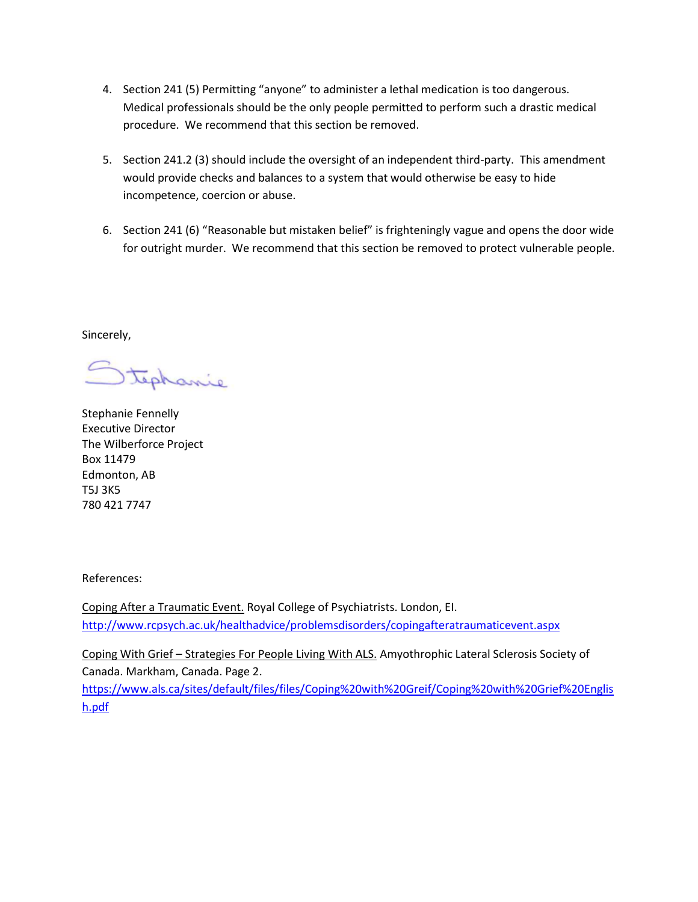4. Section 241 (5) Permitting "anyone" to administer a lethal medication is too dangerous. Medical professionals should be the only people permitted to perform such a drastic medical procedure. We recommend that this section be removed.

5. Section 241.2 (3) should include the oversight of an independent third-party. This amendment would provide checks and balances to a system that would otherwise be easy to hide incompetence, coercion or abuse.

6. Section 241 (6) "Reasonable but mistaken belief" is frighteningly vague and opens the door wide for outright murder. We recommend that this section be removed to protect vulnerable people.

Sincerely,

Stephanie

Stephanie Fennelly
Executive Director
The Wilberforce Project
Box 11479
Edmonton, AB
T5J 3K5
780 421 7747

References:

Coping After a Traumatic Event. Royal College of Psychiatrists. London, EI.
http://www.rcpsych.ac.uk/healthadvice/problemsdisorders/copingafteratraumaticevent.aspx

Coping With Grief – Strategies For People Living With ALS. Amyothrophic Lateral Sclerosis Society of Canada. Markham, Canada. Page 2.
https://www.als.ca/sites/default/files/files/Coping%20with%20Greif/Coping%20with%20Grief%20English.pdf